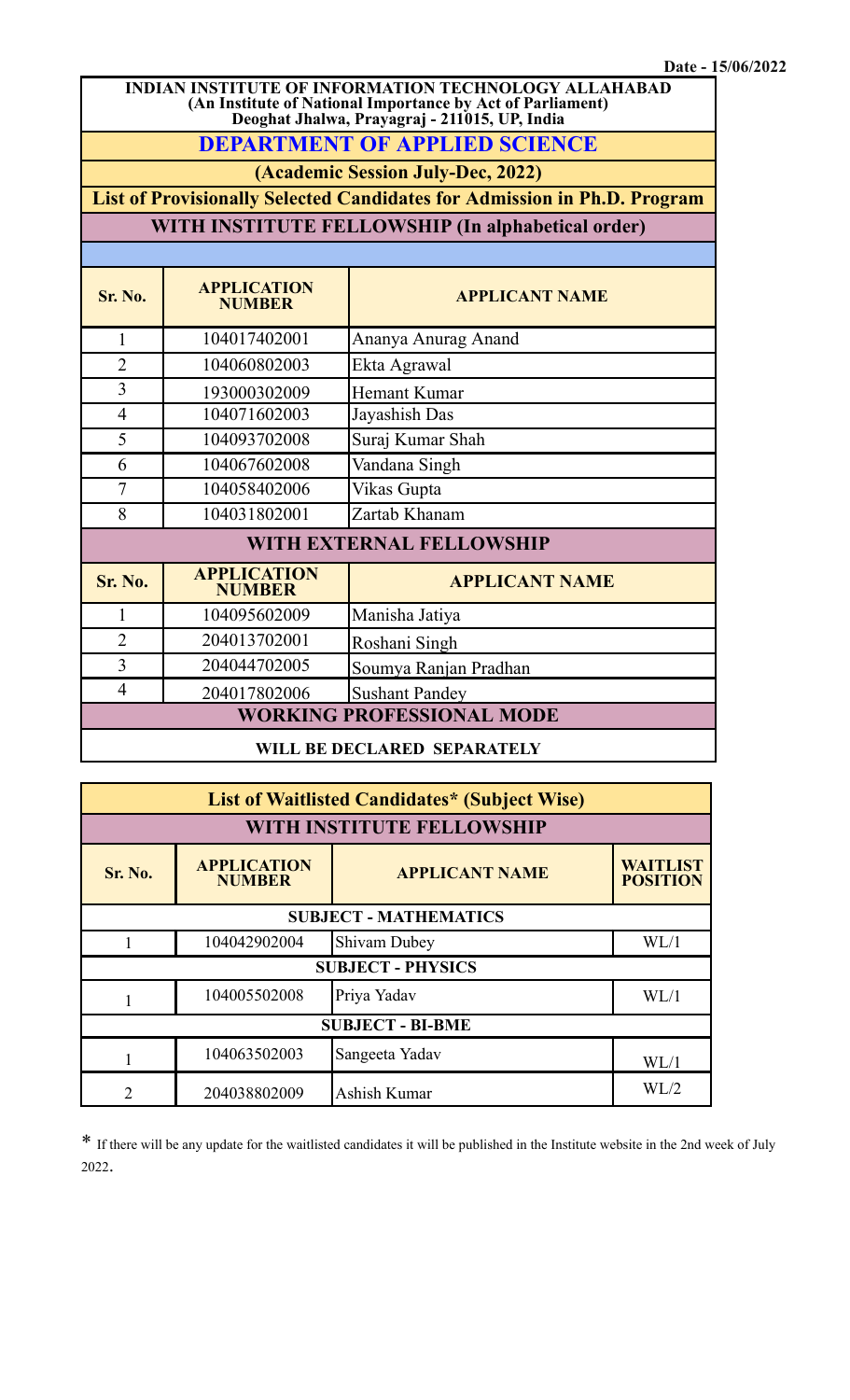Date - 15/06/2022

**INDIAN INSTITUTE OF INFORMATION TECHNOLOGY ALLAHABAD**
**(An Institute of National Importance by Act of Parliament)**
**Deoghat Jhalwa, Prayagraj - 211015, UP, India**

# DEPARTMENT OF APPLIED SCIENCE

**(Academic Session July-Dec, 2022)**

## List of Provisionally Selected Candidates for Admission in Ph.D. Program

### WITH INSTITUTE FELLOWSHIP (In alphabetical order)

| Sr. No. | APPLICATION NUMBER | APPLICANT NAME |
|---|---|---|
| 1 | 104017402001 | Ananya Anurag Anand |
| 2 | 104060802003 | Ekta Agrawal |
| 3 | 193000302009 | Hemant Kumar |
| 4 | 104071602003 | Jayashish Das |
| 5 | 104093702008 | Suraj Kumar Shah |
| 6 | 104067602008 | Vandana Singh |
| 7 | 104058402006 | Vikas Gupta |
| 8 | 104031802001 | Zartab Khanam |

### WITH EXTERNAL FELLOWSHIP

| Sr. No. | APPLICATION NUMBER | APPLICANT NAME |
|---|---|---|
| 1 | 104095602009 | Manisha Jatiya |
| 2 | 204013702001 | Roshani Singh |
| 3 | 204044702005 | Soumya Ranjan Pradhan |
| 4 | 204017802006 | Sushant Pandey |

### WORKING PROFESSIONAL MODE

**WILL BE DECLARED SEPARATELY**

## List of Waitlisted Candidates* (Subject Wise)

### WITH INSTITUTE FELLOWSHIP

| Sr. No. | APPLICATION NUMBER | APPLICANT NAME | WAITLIST POSITION |
|---|---|---|---|
| **SUBJECT - MATHEMATICS** | | | |
| 1 | 104042902004 | Shivam Dubey | WL/1 |
| **SUBJECT - PHYSICS** | | | |
| 1 | 104005502008 | Priya Yadav | WL/1 |
| **SUBJECT - BI-BME** | | | |
| 1 | 104063502003 | Sangeeta Yadav | WL/1 |
| 2 | 204038802009 | Ashish Kumar | WL/2 |

* If there will be any update for the waitlisted candidates it will be published in the Institute website in the 2nd week of July 2022.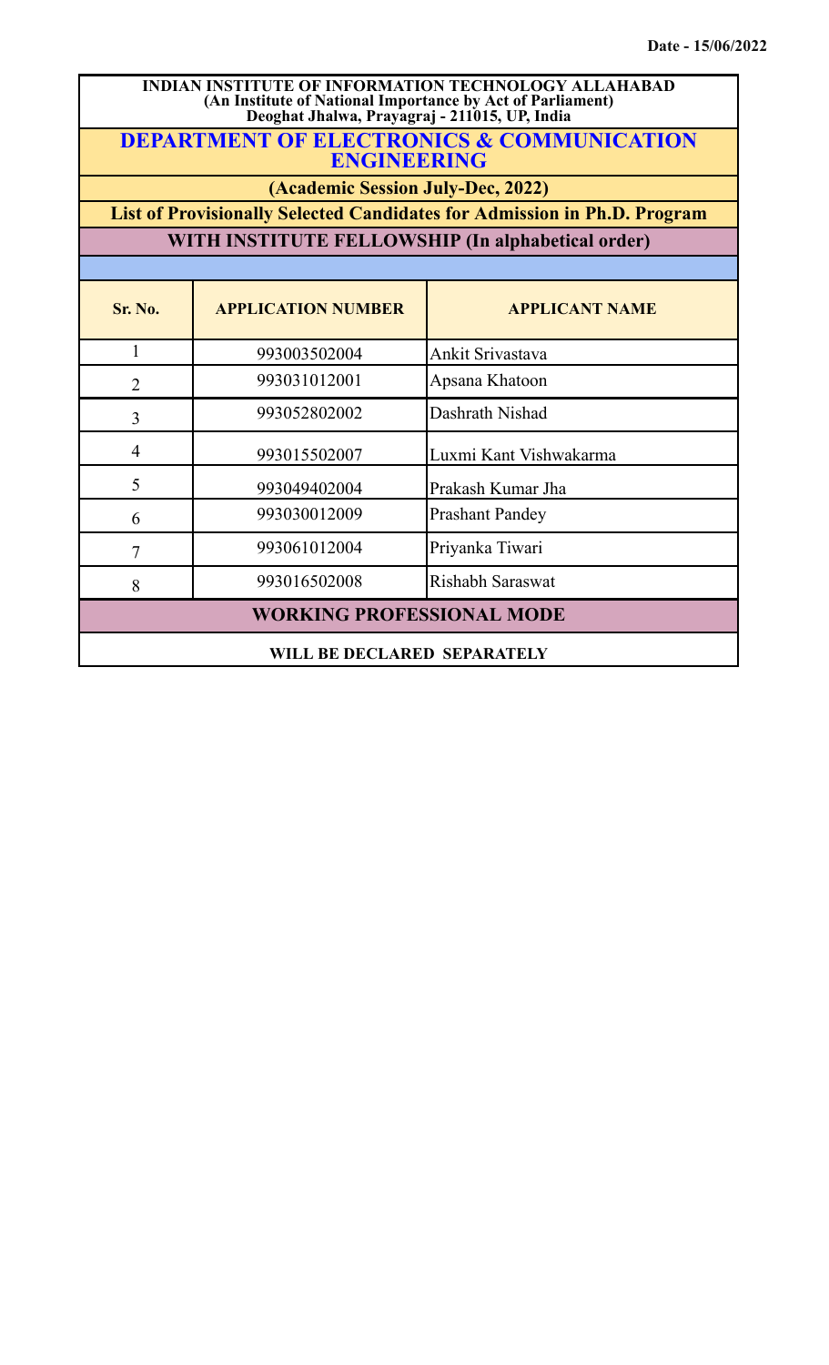Date - 15/06/2022

**INDIAN INSTITUTE OF INFORMATION TECHNOLOGY ALLAHABAD**
**(An Institute of National Importance by Act of Parliament)**
**Deoghat Jhalwa, Prayagraj - 211015, UP, India**

## DEPARTMENT OF ELECTRONICS & COMMUNICATION ENGINEERING

**(Academic Session July-Dec, 2022)**

**List of Provisionally Selected Candidates for Admission in Ph.D. Program**

**WITH INSTITUTE FELLOWSHIP (In alphabetical order)**

| Sr. No. | APPLICATION NUMBER | APPLICANT NAME |
|---|---|---|
| 1 | 993003502004 | Ankit Srivastava |
| 2 | 993031012001 | Apsana Khatoon |
| 3 | 993052802002 | Dashrath Nishad |
| 4 | 993015502007 | Luxmi Kant Vishwakarma |
| 5 | 993049402004 | Prakash Kumar Jha |
| 6 | 993030012009 | Prashant Pandey |
| 7 | 993061012004 | Priyanka Tiwari |
| 8 | 993016502008 | Rishabh Saraswat |

**WORKING PROFESSIONAL MODE**

**WILL BE DECLARED SEPARATELY**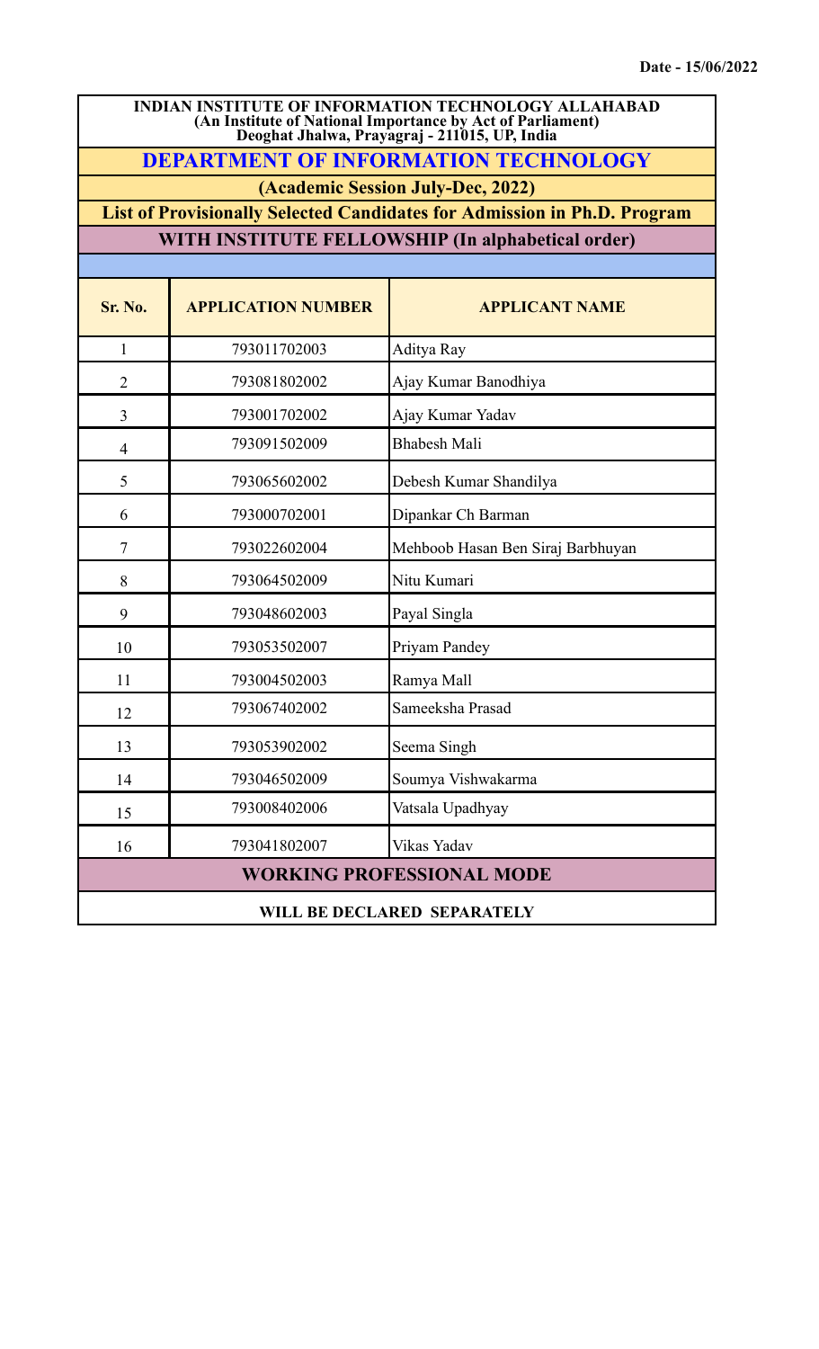Date - 15/06/2022

**INDIAN INSTITUTE OF INFORMATION TECHNOLOGY ALLAHABAD**
**(An Institute of National Importance by Act of Parliament)**
**Deoghat Jhalwa, Prayagraj - 211015, UP, India**

## DEPARTMENT OF INFORMATION TECHNOLOGY

**(Academic Session July-Dec, 2022)**

**List of Provisionally Selected Candidates for Admission in Ph.D. Program**

**WITH INSTITUTE FELLOWSHIP (In alphabetical order)**

| Sr. No. | APPLICATION NUMBER | APPLICANT NAME |
|---|---|---|
| 1 | 793011702003 | Aditya Ray |
| 2 | 793081802002 | Ajay Kumar Banodhiya |
| 3 | 793001702002 | Ajay Kumar Yadav |
| 4 | 793091502009 | Bhabesh Mali |
| 5 | 793065602002 | Debesh Kumar Shandilya |
| 6 | 793000702001 | Dipankar Ch Barman |
| 7 | 793022602004 | Mehboob Hasan Ben Siraj Barbhuyan |
| 8 | 793064502009 | Nitu Kumari |
| 9 | 793048602003 | Payal Singla |
| 10 | 793053502007 | Priyam Pandey |
| 11 | 793004502003 | Ramya Mall |
| 12 | 793067402002 | Sameeksha Prasad |
| 13 | 793053902002 | Seema Singh |
| 14 | 793046502009 | Soumya Vishwakarma |
| 15 | 793008402006 | Vatsala Upadhyay |
| 16 | 793041802007 | Vikas Yadav |

**WORKING PROFESSIONAL MODE**

**WILL BE DECLARED SEPARATELY**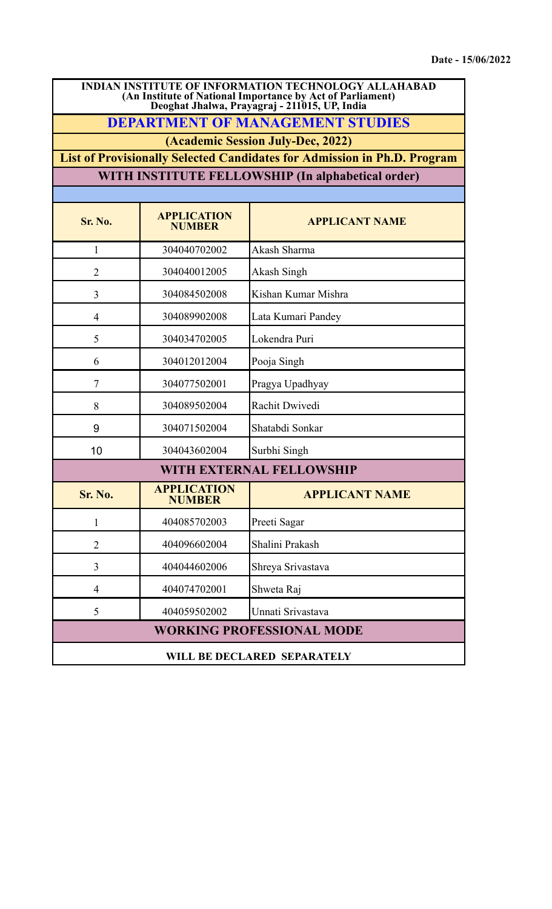Date - 15/06/2022

**INDIAN INSTITUTE OF INFORMATION TECHNOLOGY ALLAHABAD**
**(An Institute of National Importance by Act of Parliament)**
**Deoghat Jhalwa, Prayagraj - 211015, UP, India**

## DEPARTMENT OF MANAGEMENT STUDIES

**(Academic Session July-Dec, 2022)**

**List of Provisionally Selected Candidates for Admission in Ph.D. Program**

**WITH INSTITUTE FELLOWSHIP (In alphabetical order)**

| Sr. No. | APPLICATION NUMBER | APPLICANT NAME |
|---|---|---|
| 1 | 304040702002 | Akash Sharma |
| 2 | 304040012005 | Akash Singh |
| 3 | 304084502008 | Kishan Kumar Mishra |
| 4 | 304089902008 | Lata Kumari Pandey |
| 5 | 304034702005 | Lokendra Puri |
| 6 | 304012012004 | Pooja Singh |
| 7 | 304077502001 | Pragya Upadhyay |
| 8 | 304089502004 | Rachit Dwivedi |
| 9 | 304071502004 | Shatabdi Sonkar |
| 10 | 304043602004 | Surbhi Singh |

**WITH EXTERNAL FELLOWSHIP**

| Sr. No. | APPLICATION NUMBER | APPLICANT NAME |
|---|---|---|
| 1 | 404085702003 | Preeti Sagar |
| 2 | 404096602004 | Shalini Prakash |
| 3 | 404044602006 | Shreya Srivastava |
| 4 | 404074702001 | Shweta Raj |
| 5 | 404059502002 | Unnati Srivastava |

**WORKING PROFESSIONAL MODE**

**WILL BE DECLARED SEPARATELY**